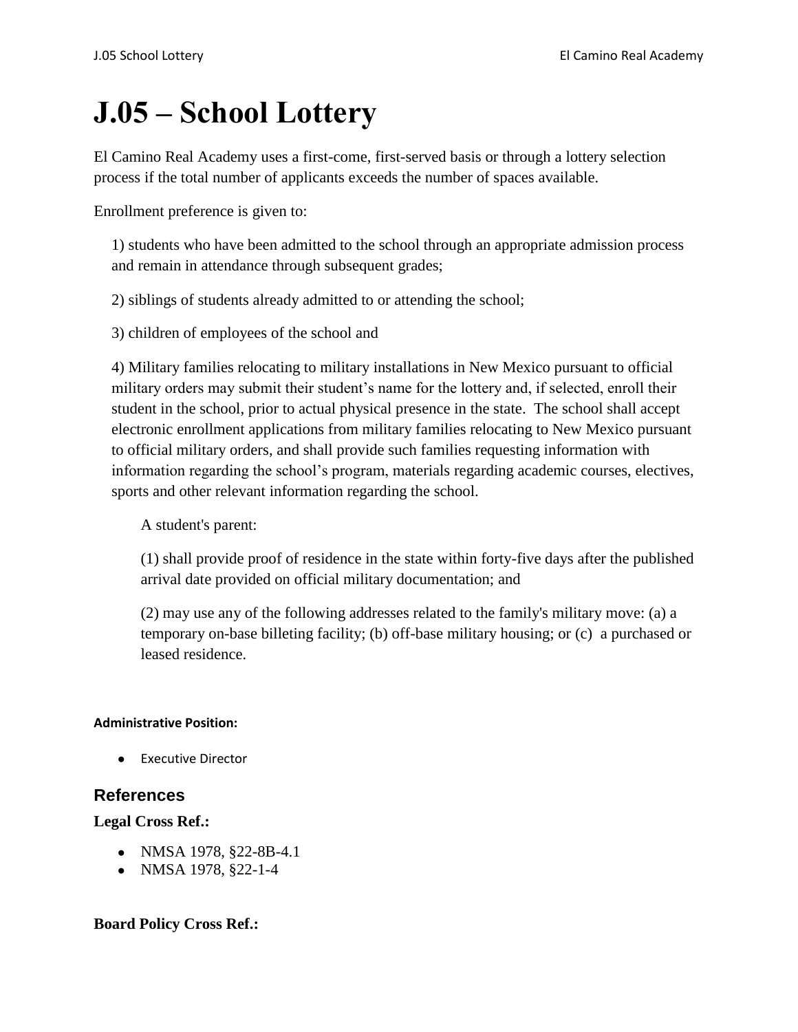# J.05 – School Lottery

El Camino Real Academy uses a first-come, first-served basis or through a lottery selection process if the total number of applicants exceeds the number of spaces available.

Enrollment preference is given to:

1) students who have been admitted to the school through an appropriate admission process and remain in attendance through subsequent grades;

2) siblings of students already admitted to or attending the school;

3) children of employees of the school and

4) Military families relocating to military installations in New Mexico pursuant to official military orders may submit their student's name for the lottery and, if selected, enroll their student in the school, prior to actual physical presence in the state. The school shall accept electronic enrollment applications from military families relocating to New Mexico pursuant to official military orders, and shall provide such families requesting information with information regarding the school's program, materials regarding academic courses, electives, sports and other relevant information regarding the school.

> A student's parent:
>
> (1) shall provide proof of residence in the state within forty-five days after the published arrival date provided on official military documentation; and
>
> (2) may use any of the following addresses related to the family's military move: (a) a temporary on-base billeting facility; (b) off-base military housing; or (c) a purchased or leased residence.

**Administrative Position:**

- Executive Director

## References

**Legal Cross Ref.:**

- NMSA 1978, §22-8B-4.1
- NMSA 1978, §22-1-4

**Board Policy Cross Ref.:**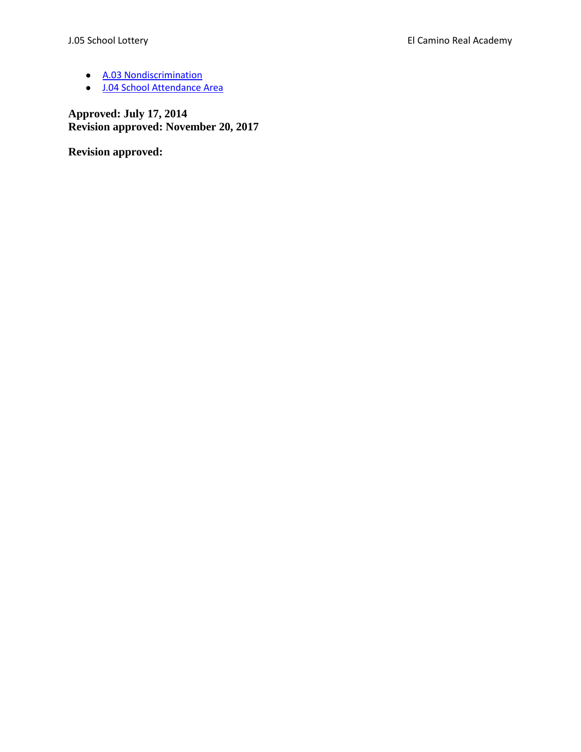- [A.03 Nondiscrimination]
- [J.04 School Attendance Area]

**Approved: July 17, 2014**
**Revision approved: November 20, 2017**

**Revision approved:**